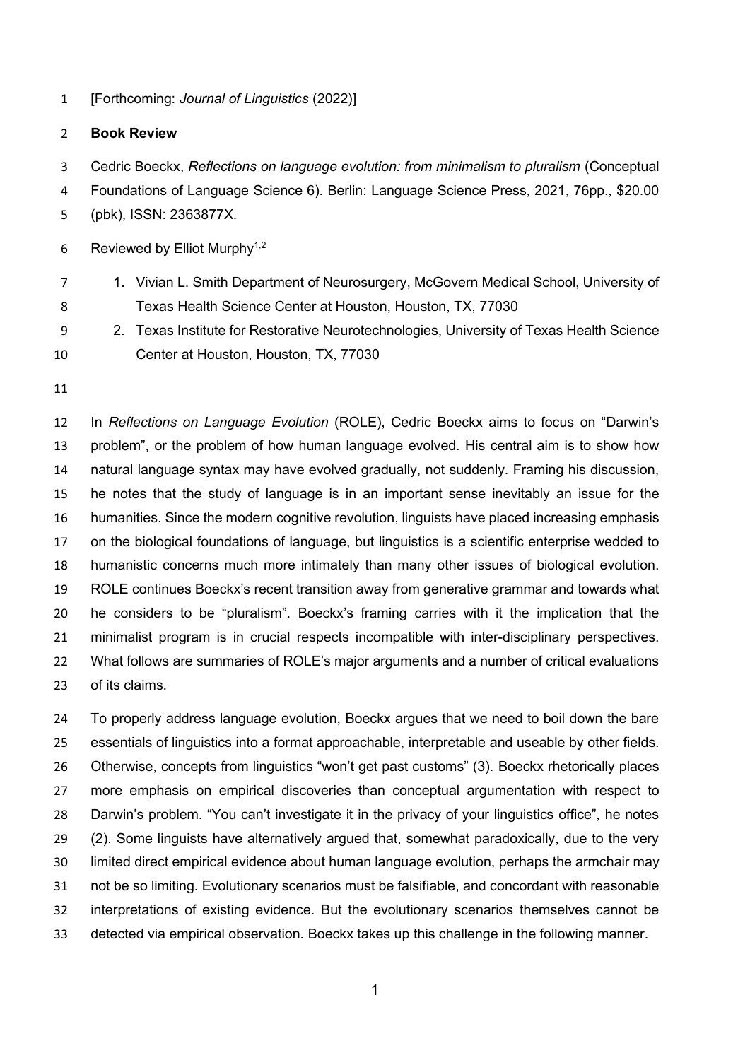[Forthcoming: *Journal of Linguistics* (2022)]

**Book Review**

Cedric Boeckx, *Reflections on language evolution: from minimalism to pluralism* (Conceptual Foundations of Language Science 6). Berlin: Language Science Press, 2021, 76pp., $20.00 (pbk), ISSN: 2363877X.

Reviewed by Elliot Murphy[1,2]

1. Vivian L. Smith Department of Neurosurgery, McGovern Medical School, University of Texas Health Science Center at Houston, Houston, TX, 77030
2. Texas Institute for Restorative Neurotechnologies, University of Texas Health Science Center at Houston, Houston, TX, 77030

In *Reflections on Language Evolution* (ROLE), Cedric Boeckx aims to focus on "Darwin's problem", or the problem of how human language evolved. His central aim is to show how natural language syntax may have evolved gradually, not suddenly. Framing his discussion, he notes that the study of language is in an important sense inevitably an issue for the humanities. Since the modern cognitive revolution, linguists have placed increasing emphasis on the biological foundations of language, but linguistics is a scientific enterprise wedded to humanistic concerns much more intimately than many other issues of biological evolution. ROLE continues Boeckx's recent transition away from generative grammar and towards what he considers to be "pluralism". Boeckx's framing carries with it the implication that the minimalist program is in crucial respects incompatible with inter-disciplinary perspectives. What follows are summaries of ROLE's major arguments and a number of critical evaluations of its claims.

To properly address language evolution, Boeckx argues that we need to boil down the bare essentials of linguistics into a format approachable, interpretable and useable by other fields. Otherwise, concepts from linguistics "won't get past customs" (3). Boeckx rhetorically places more emphasis on empirical discoveries than conceptual argumentation with respect to Darwin's problem. "You can't investigate it in the privacy of your linguistics office", he notes (2). Some linguists have alternatively argued that, somewhat paradoxically, due to the very limited direct empirical evidence about human language evolution, perhaps the armchair may not be so limiting. Evolutionary scenarios must be falsifiable, and concordant with reasonable interpretations of existing evidence. But the evolutionary scenarios themselves cannot be detected via empirical observation. Boeckx takes up this challenge in the following manner.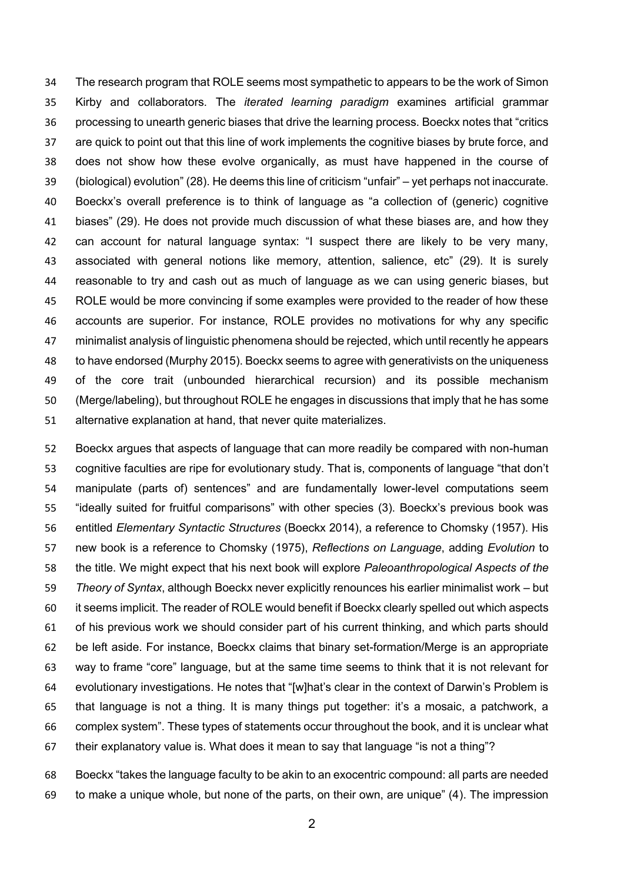The research program that ROLE seems most sympathetic to appears to be the work of Simon Kirby and collaborators. The *iterated learning paradigm* examines artificial grammar processing to unearth generic biases that drive the learning process. Boeckx notes that "critics are quick to point out that this line of work implements the cognitive biases by brute force, and does not show how these evolve organically, as must have happened in the course of (biological) evolution" (28). He deems this line of criticism "unfair" – yet perhaps not inaccurate. Boeckx's overall preference is to think of language as "a collection of (generic) cognitive biases" (29). He does not provide much discussion of what these biases are, and how they can account for natural language syntax: "I suspect there are likely to be very many, associated with general notions like memory, attention, salience, etc" (29). It is surely reasonable to try and cash out as much of language as we can using generic biases, but ROLE would be more convincing if some examples were provided to the reader of how these accounts are superior. For instance, ROLE provides no motivations for why any specific minimalist analysis of linguistic phenomena should be rejected, which until recently he appears to have endorsed (Murphy 2015). Boeckx seems to agree with generativists on the uniqueness of the core trait (unbounded hierarchical recursion) and its possible mechanism (Merge/labeling), but throughout ROLE he engages in discussions that imply that he has some alternative explanation at hand, that never quite materializes.

Boeckx argues that aspects of language that can more readily be compared with non-human cognitive faculties are ripe for evolutionary study. That is, components of language "that don't manipulate (parts of) sentences" and are fundamentally lower-level computations seem "ideally suited for fruitful comparisons" with other species (3). Boeckx's previous book was entitled *Elementary Syntactic Structures* (Boeckx 2014), a reference to Chomsky (1957). His new book is a reference to Chomsky (1975), *Reflections on Language*, adding *Evolution* to the title. We might expect that his next book will explore *Paleoanthropological Aspects of the Theory of Syntax*, although Boeckx never explicitly renounces his earlier minimalist work – but it seems implicit. The reader of ROLE would benefit if Boeckx clearly spelled out which aspects of his previous work we should consider part of his current thinking, and which parts should be left aside. For instance, Boeckx claims that binary set-formation/Merge is an appropriate way to frame "core" language, but at the same time seems to think that it is not relevant for evolutionary investigations. He notes that "[w]hat's clear in the context of Darwin's Problem is that language is not a thing. It is many things put together: it's a mosaic, a patchwork, a complex system". These types of statements occur throughout the book, and it is unclear what their explanatory value is. What does it mean to say that language "is not a thing"?

Boeckx "takes the language faculty to be akin to an exocentric compound: all parts are needed to make a unique whole, but none of the parts, on their own, are unique" (4). The impression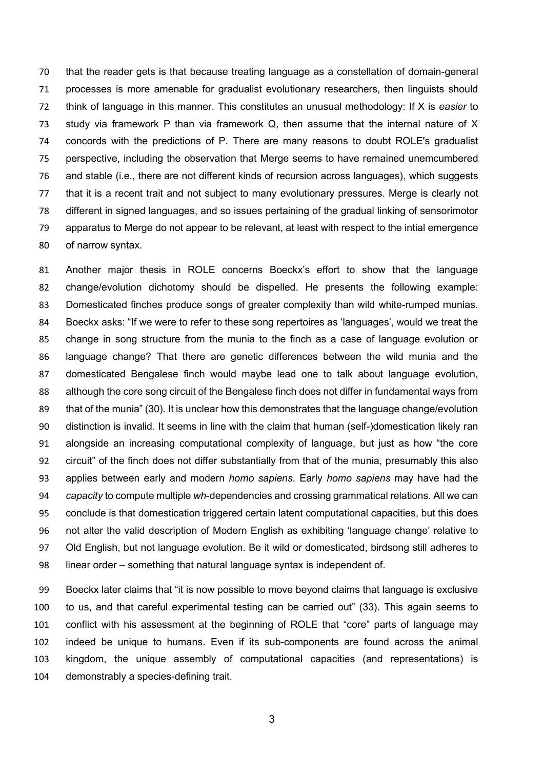that the reader gets is that because treating language as a constellation of domain-general processes is more amenable for gradualist evolutionary researchers, then linguists should think of language in this manner. This constitutes an unusual methodology: If X is *easier* to study via framework P than via framework Q, then assume that the internal nature of X concords with the predictions of P. There are many reasons to doubt ROLE's gradualist perspective, including the observation that Merge seems to have remained unemcumbered and stable (i.e., there are not different kinds of recursion across languages), which suggests that it is a recent trait and not subject to many evolutionary pressures. Merge is clearly not different in signed languages, and so issues pertaining of the gradual linking of sensorimotor apparatus to Merge do not appear to be relevant, at least with respect to the intial emergence of narrow syntax.

Another major thesis in ROLE concerns Boeckx's effort to show that the language change/evolution dichotomy should be dispelled. He presents the following example: Domesticated finches produce songs of greater complexity than wild white-rumped munias. Boeckx asks: "If we were to refer to these song repertoires as 'languages', would we treat the change in song structure from the munia to the finch as a case of language evolution or language change? That there are genetic differences between the wild munia and the domesticated Bengalese finch would maybe lead one to talk about language evolution, although the core song circuit of the Bengalese finch does not differ in fundamental ways from that of the munia" (30). It is unclear how this demonstrates that the language change/evolution distinction is invalid. It seems in line with the claim that human (self-)domestication likely ran alongside an increasing computational complexity of language, but just as how "the core circuit" of the finch does not differ substantially from that of the munia, presumably this also applies between early and modern *homo sapiens*. Early *homo sapiens* may have had the *capacity* to compute multiple *wh*-dependencies and crossing grammatical relations. All we can conclude is that domestication triggered certain latent computational capacities, but this does not alter the valid description of Modern English as exhibiting 'language change' relative to Old English, but not language evolution. Be it wild or domesticated, birdsong still adheres to linear order – something that natural language syntax is independent of.

Boeckx later claims that "it is now possible to move beyond claims that language is exclusive to us, and that careful experimental testing can be carried out" (33). This again seems to conflict with his assessment at the beginning of ROLE that "core" parts of language may indeed be unique to humans. Even if its sub-components are found across the animal kingdom, the unique assembly of computational capacities (and representations) is demonstrably a species-defining trait.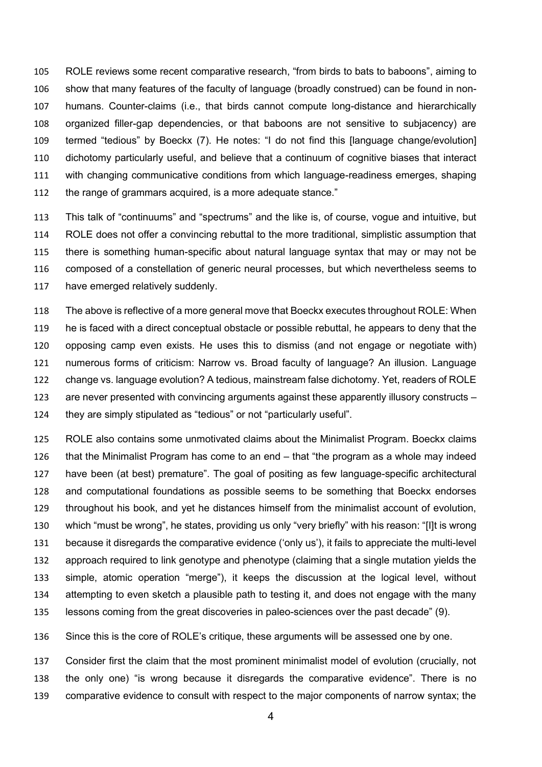ROLE reviews some recent comparative research, "from birds to bats to baboons", aiming to show that many features of the faculty of language (broadly construed) can be found in non-humans. Counter-claims (i.e., that birds cannot compute long-distance and hierarchically organized filler-gap dependencies, or that baboons are not sensitive to subjacency) are termed "tedious" by Boeckx (7). He notes: "I do not find this [language change/evolution] dichotomy particularly useful, and believe that a continuum of cognitive biases that interact with changing communicative conditions from which language-readiness emerges, shaping the range of grammars acquired, is a more adequate stance."

This talk of "continuums" and "spectrums" and the like is, of course, vogue and intuitive, but ROLE does not offer a convincing rebuttal to the more traditional, simplistic assumption that there is something human-specific about natural language syntax that may or may not be composed of a constellation of generic neural processes, but which nevertheless seems to have emerged relatively suddenly.

The above is reflective of a more general move that Boeckx executes throughout ROLE: When he is faced with a direct conceptual obstacle or possible rebuttal, he appears to deny that the opposing camp even exists. He uses this to dismiss (and not engage or negotiate with) numerous forms of criticism: Narrow vs. Broad faculty of language? An illusion. Language change vs. language evolution? A tedious, mainstream false dichotomy. Yet, readers of ROLE are never presented with convincing arguments against these apparently illusory constructs – they are simply stipulated as "tedious" or not "particularly useful".

ROLE also contains some unmotivated claims about the Minimalist Program. Boeckx claims that the Minimalist Program has come to an end – that "the program as a whole may indeed have been (at best) premature". The goal of positing as few language-specific architectural and computational foundations as possible seems to be something that Boeckx endorses throughout his book, and yet he distances himself from the minimalist account of evolution, which "must be wrong", he states, providing us only "very briefly" with his reason: "[I]t is wrong because it disregards the comparative evidence ('only us'), it fails to appreciate the multi-level approach required to link genotype and phenotype (claiming that a single mutation yields the simple, atomic operation "merge"), it keeps the discussion at the logical level, without attempting to even sketch a plausible path to testing it, and does not engage with the many lessons coming from the great discoveries in paleo-sciences over the past decade" (9).

Since this is the core of ROLE's critique, these arguments will be assessed one by one.

Consider first the claim that the most prominent minimalist model of evolution (crucially, not the only one) "is wrong because it disregards the comparative evidence". There is no comparative evidence to consult with respect to the major components of narrow syntax; the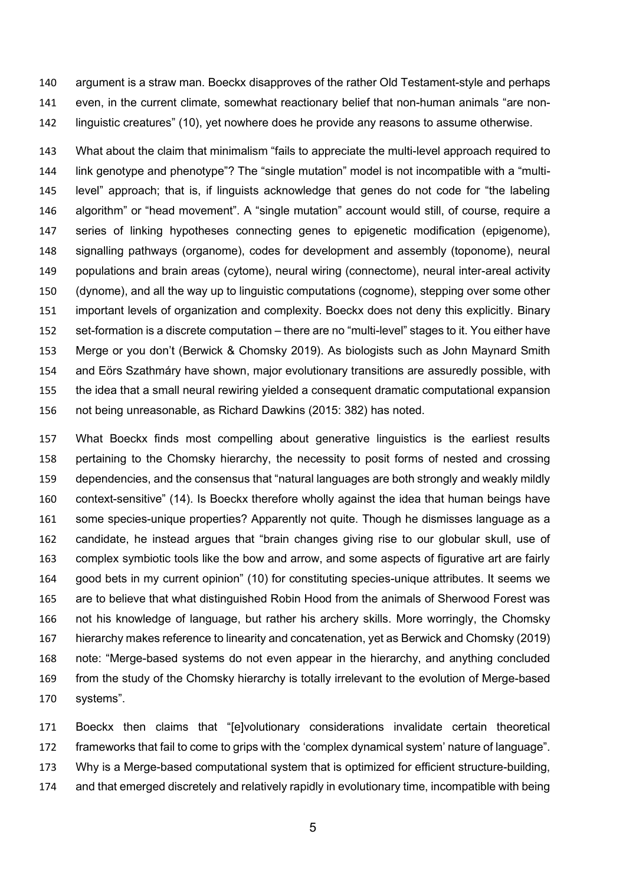argument is a straw man. Boeckx disapproves of the rather Old Testament-style and perhaps even, in the current climate, somewhat reactionary belief that non-human animals "are non-linguistic creatures" (10), yet nowhere does he provide any reasons to assume otherwise.

What about the claim that minimalism "fails to appreciate the multi-level approach required to link genotype and phenotype"? The "single mutation" model is not incompatible with a "multi-level" approach; that is, if linguists acknowledge that genes do not code for "the labeling algorithm" or "head movement". A "single mutation" account would still, of course, require a series of linking hypotheses connecting genes to epigenetic modification (epigenome), signalling pathways (organome), codes for development and assembly (toponome), neural populations and brain areas (cytome), neural wiring (connectome), neural inter-areal activity (dynome), and all the way up to linguistic computations (cognome), stepping over some other important levels of organization and complexity. Boeckx does not deny this explicitly. Binary set-formation is a discrete computation – there are no "multi-level" stages to it. You either have Merge or you don't (Berwick & Chomsky 2019). As biologists such as John Maynard Smith and Eörs Szathmáry have shown, major evolutionary transitions are assuredly possible, with the idea that a small neural rewiring yielded a consequent dramatic computational expansion not being unreasonable, as Richard Dawkins (2015: 382) has noted.

What Boeckx finds most compelling about generative linguistics is the earliest results pertaining to the Chomsky hierarchy, the necessity to posit forms of nested and crossing dependencies, and the consensus that "natural languages are both strongly and weakly mildly context-sensitive" (14). Is Boeckx therefore wholly against the idea that human beings have some species-unique properties? Apparently not quite. Though he dismisses language as a candidate, he instead argues that "brain changes giving rise to our globular skull, use of complex symbiotic tools like the bow and arrow, and some aspects of figurative art are fairly good bets in my current opinion" (10) for constituting species-unique attributes. It seems we are to believe that what distinguished Robin Hood from the animals of Sherwood Forest was not his knowledge of language, but rather his archery skills. More worringly, the Chomsky hierarchy makes reference to linearity and concatenation, yet as Berwick and Chomsky (2019) note: "Merge-based systems do not even appear in the hierarchy, and anything concluded from the study of the Chomsky hierarchy is totally irrelevant to the evolution of Merge-based systems".

Boeckx then claims that "[e]volutionary considerations invalidate certain theoretical frameworks that fail to come to grips with the 'complex dynamical system' nature of language". Why is a Merge-based computational system that is optimized for efficient structure-building, and that emerged discretely and relatively rapidly in evolutionary time, incompatible with being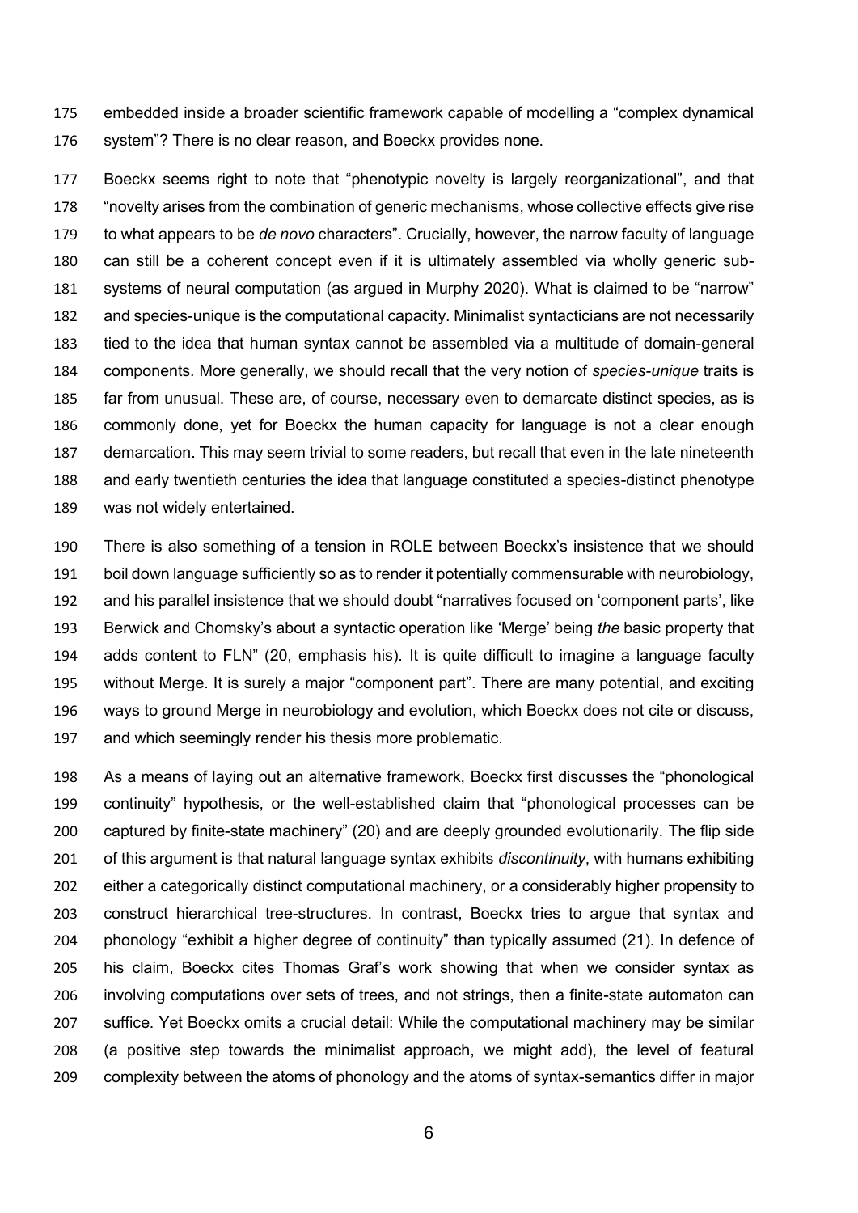embedded inside a broader scientific framework capable of modelling a "complex dynamical system"? There is no clear reason, and Boeckx provides none.

Boeckx seems right to note that "phenotypic novelty is largely reorganizational", and that "novelty arises from the combination of generic mechanisms, whose collective effects give rise to what appears to be *de novo* characters". Crucially, however, the narrow faculty of language can still be a coherent concept even if it is ultimately assembled via wholly generic sub-systems of neural computation (as argued in Murphy 2020). What is claimed to be "narrow" and species-unique is the computational capacity. Minimalist syntacticians are not necessarily tied to the idea that human syntax cannot be assembled via a multitude of domain-general components. More generally, we should recall that the very notion of *species-unique* traits is far from unusual. These are, of course, necessary even to demarcate distinct species, as is commonly done, yet for Boeckx the human capacity for language is not a clear enough demarcation. This may seem trivial to some readers, but recall that even in the late nineteenth and early twentieth centuries the idea that language constituted a species-distinct phenotype was not widely entertained.

There is also something of a tension in ROLE between Boeckx's insistence that we should boil down language sufficiently so as to render it potentially commensurable with neurobiology, and his parallel insistence that we should doubt "narratives focused on 'component parts', like Berwick and Chomsky's about a syntactic operation like 'Merge' being *the* basic property that adds content to FLN" (20, emphasis his). It is quite difficult to imagine a language faculty without Merge. It is surely a major "component part". There are many potential, and exciting ways to ground Merge in neurobiology and evolution, which Boeckx does not cite or discuss, and which seemingly render his thesis more problematic.

As a means of laying out an alternative framework, Boeckx first discusses the "phonological continuity" hypothesis, or the well-established claim that "phonological processes can be captured by finite-state machinery" (20) and are deeply grounded evolutionarily. The flip side of this argument is that natural language syntax exhibits *discontinuity*, with humans exhibiting either a categorically distinct computational machinery, or a considerably higher propensity to construct hierarchical tree-structures. In contrast, Boeckx tries to argue that syntax and phonology "exhibit a higher degree of continuity" than typically assumed (21). In defence of his claim, Boeckx cites Thomas Graf's work showing that when we consider syntax as involving computations over sets of trees, and not strings, then a finite-state automaton can suffice. Yet Boeckx omits a crucial detail: While the computational machinery may be similar (a positive step towards the minimalist approach, we might add), the level of featural complexity between the atoms of phonology and the atoms of syntax-semantics differ in major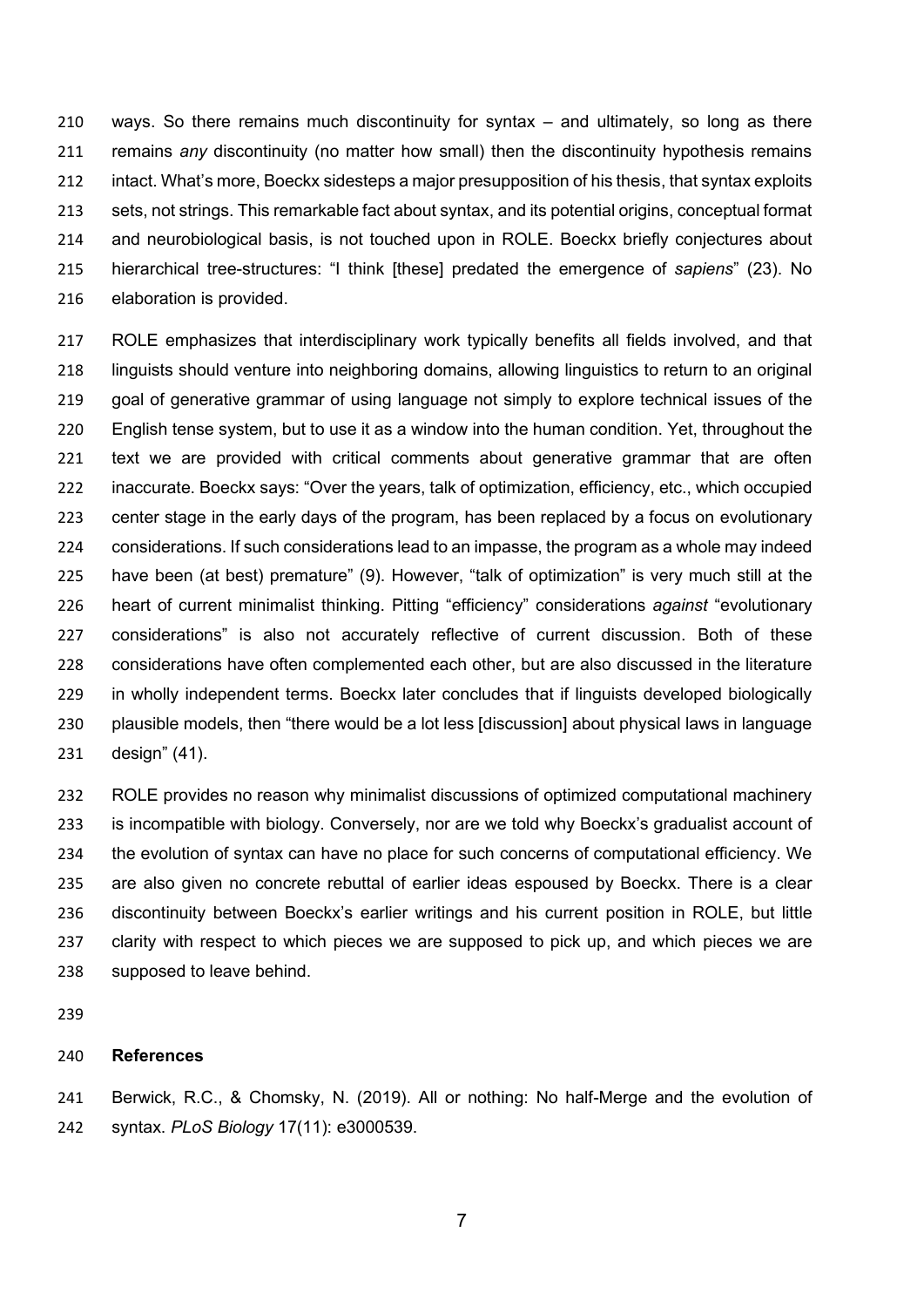ways. So there remains much discontinuity for syntax – and ultimately, so long as there remains *any* discontinuity (no matter how small) then the discontinuity hypothesis remains intact. What's more, Boeckx sidesteps a major presupposition of his thesis, that syntax exploits sets, not strings. This remarkable fact about syntax, and its potential origins, conceptual format and neurobiological basis, is not touched upon in ROLE. Boeckx briefly conjectures about hierarchical tree-structures: "I think [these] predated the emergence of *sapiens*" (23). No elaboration is provided.

ROLE emphasizes that interdisciplinary work typically benefits all fields involved, and that linguists should venture into neighboring domains, allowing linguistics to return to an original goal of generative grammar of using language not simply to explore technical issues of the English tense system, but to use it as a window into the human condition. Yet, throughout the text we are provided with critical comments about generative grammar that are often inaccurate. Boeckx says: "Over the years, talk of optimization, efficiency, etc., which occupied center stage in the early days of the program, has been replaced by a focus on evolutionary considerations. If such considerations lead to an impasse, the program as a whole may indeed have been (at best) premature" (9). However, "talk of optimization" is very much still at the heart of current minimalist thinking. Pitting "efficiency" considerations *against* "evolutionary considerations" is also not accurately reflective of current discussion. Both of these considerations have often complemented each other, but are also discussed in the literature in wholly independent terms. Boeckx later concludes that if linguists developed biologically plausible models, then "there would be a lot less [discussion] about physical laws in language design" (41).

ROLE provides no reason why minimalist discussions of optimized computational machinery is incompatible with biology. Conversely, nor are we told why Boeckx's gradualist account of the evolution of syntax can have no place for such concerns of computational efficiency. We are also given no concrete rebuttal of earlier ideas espoused by Boeckx. There is a clear discontinuity between Boeckx's earlier writings and his current position in ROLE, but little clarity with respect to which pieces we are supposed to pick up, and which pieces we are supposed to leave behind.

## References

Berwick, R.C., & Chomsky, N. (2019). All or nothing: No half-Merge and the evolution of syntax. *PLoS Biology* 17(11): e3000539.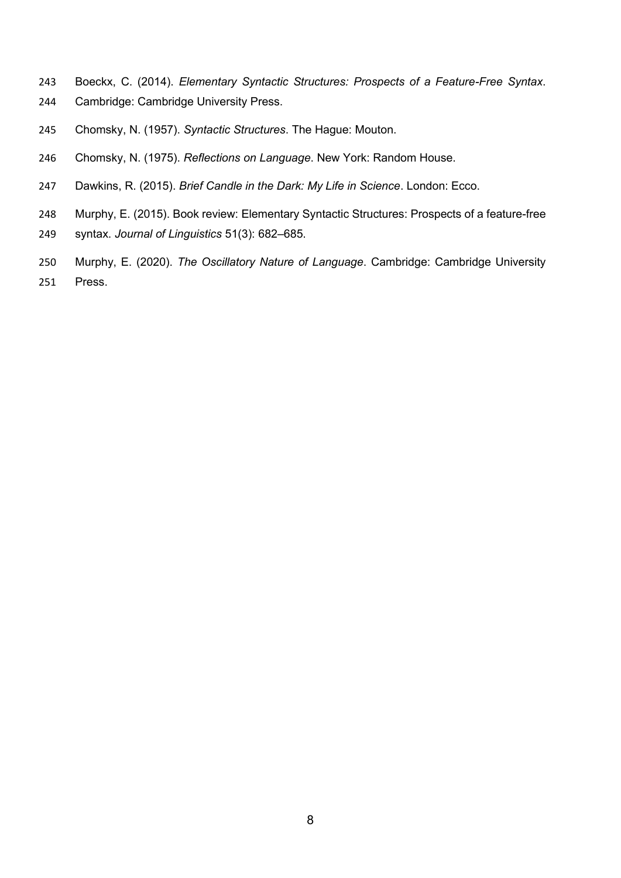Boeckx, C. (2014). *Elementary Syntactic Structures: Prospects of a Feature-Free Syntax*. Cambridge: Cambridge University Press.

Chomsky, N. (1957). *Syntactic Structures*. The Hague: Mouton.

Chomsky, N. (1975). *Reflections on Language*. New York: Random House.

Dawkins, R. (2015). *Brief Candle in the Dark: My Life in Science*. London: Ecco.

Murphy, E. (2015). Book review: Elementary Syntactic Structures: Prospects of a feature-free syntax. *Journal of Linguistics* 51(3): 682–685.

Murphy, E. (2020). *The Oscillatory Nature of Language*. Cambridge: Cambridge University Press.